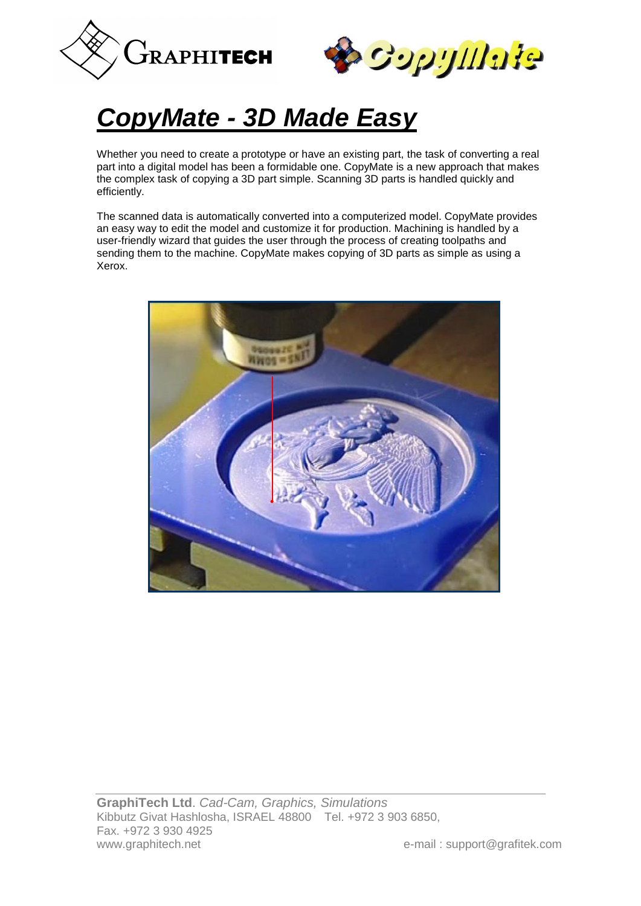# CopyMate - 3D Made Easy

Whether you need to create a prototype or have an existing part, the task of converting a real part into a digital model has been a formidable one. CopyMate is a new approach that makes the complex task of copying a 3D part simple. Scanning 3D parts is handled quickly and efficiently.

The scanned data is automatically converted into a computerized model. CopyMate provides an easy way to edit the model and customize it for production. Machining is handled by a user-friendly wizard that guides the user through the process of creating toolpaths and sending them to the machine. CopyMate makes copying of 3D parts as simple as using a Xerox.

**GraphiTech Ltd**. *Cad-Cam, Graphics, Simulations*
Kibbutz Givat Hashlosha, ISRAEL 48800 Tel. +972 3 903 6850,
Fax. +972 3 930 4925
www.graphitech.net e-mail : support@grafitek.com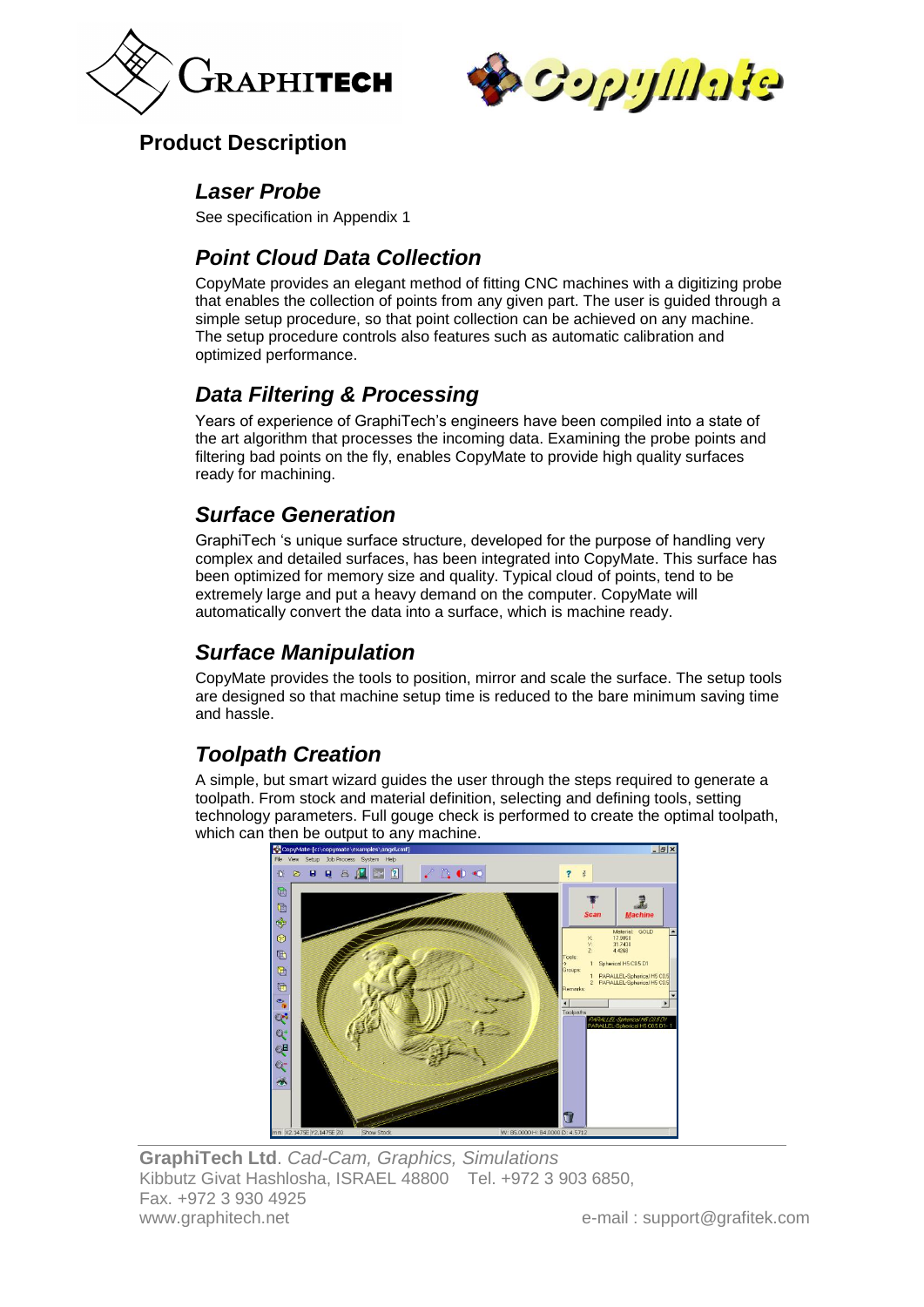## Product Description

### Laser Probe

See specification in Appendix 1

### Point Cloud Data Collection

CopyMate provides an elegant method of fitting CNC machines with a digitizing probe that enables the collection of points from any given part. The user is guided through a simple setup procedure, so that point collection can be achieved on any machine. The setup procedure controls also features such as automatic calibration and optimized performance.

### Data Filtering & Processing

Years of experience of GraphiTech's engineers have been compiled into a state of the art algorithm that processes the incoming data. Examining the probe points and filtering bad points on the fly, enables CopyMate to provide high quality surfaces ready for machining.

### Surface Generation

GraphiTech 's unique surface structure, developed for the purpose of handling very complex and detailed surfaces, has been integrated into CopyMate. This surface has been optimized for memory size and quality. Typical cloud of points, tend to be extremely large and put a heavy demand on the computer. CopyMate will automatically convert the data into a surface, which is machine ready.

### Surface Manipulation

CopyMate provides the tools to position, mirror and scale the surface. The setup tools are designed so that machine setup time is reduced to the bare minimum saving time and hassle.

### Toolpath Creation

A simple, but smart wizard guides the user through the steps required to generate a toolpath. From stock and material definition, selecting and defining tools, setting technology parameters. Full gouge check is performed to create the optimal toolpath, which can then be output to any machine.

**GraphiTech Ltd**. *Cad-Cam, Graphics, Simulations*
Kibbutz Givat Hashlosha, ISRAEL 48800 Tel. +972 3 903 6850,
Fax. +972 3 930 4925
www.graphitech.net e-mail : support@grafitek.com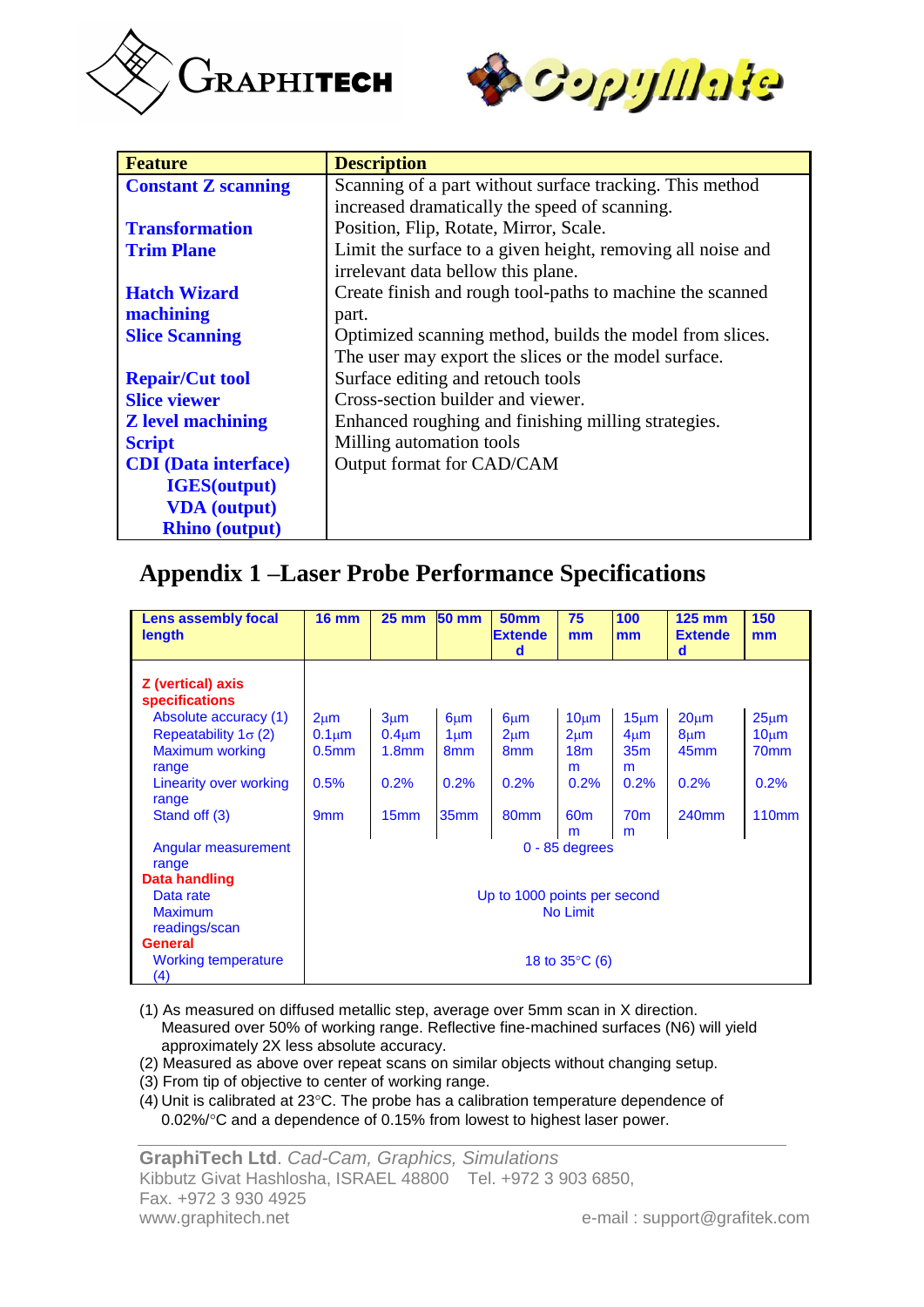| Feature | Description |
|---|---|
| **Constant Z scanning** | Scanning of a part without surface tracking. This method increased dramatically the speed of scanning. |
| **Transformation** | Position, Flip, Rotate, Mirror, Scale. |
| **Trim Plane** | Limit the surface to a given height, removing all noise and irrelevant data bellow this plane. |
| **Hatch Wizard machining** | Create finish and rough tool-paths to machine the scanned part. |
| **Slice Scanning** | Optimized scanning method, builds the model from slices. The user may export the slices or the model surface. |
| **Repair/Cut tool** | Surface editing and retouch tools |
| **Slice viewer** | Cross-section builder and viewer. |
| **Z level machining** | Enhanced roughing and finishing milling strategies. |
| **Script** | Milling automation tools |
| **CDI (Data interface)** | Output format for CAD/CAM |
| **IGES(output)** | |
| **VDA (output)** | |
| **Rhino (output)** | |

## Appendix 1 –Laser Probe Performance Specifications

| Lens assembly focal length | 16 mm | 25 mm | 50 mm | 50mm Extended | 75 mm | 100 mm | 125 mm Extended | 150 mm |
|---|---|---|---|---|---|---|---|---|
| **Z (vertical) axis specifications** | | | | | | | | |
| Absolute accuracy (1) | 2µm | 3µm | 6µm | 6µm | 10µm | 15µm | 20µm | 25µm |
| Repeatability 1σ (2) | 0.1µm | 0.4µm | 1µm | 2µm | 2µm | 4µm | 8µm | 10µm |
| Maximum working range | 0.5mm | 1.8mm | 8mm | 8mm | 18mm | 35mm | 45mm | 70mm |
| Linearity over working range | 0.5% | 0.2% | 0.2% | 0.2% | 0.2% | 0.2% | 0.2% | 0.2% |
| Stand off (3) | 9mm | 15mm | 35mm | 80mm | 60mm | 70mm | 240mm | 110mm |
| Angular measurement range | 0 - 85 degrees | | | | | | | |
| **Data handling** | | | | | | | | |
| Data rate | Up to 1000 points per second | | | | | | | |
| Maximum readings/scan | No Limit | | | | | | | |
| **General** | | | | | | | | |
| Working temperature (4) | 18 to 35°C (6) | | | | | | | |

(1) As measured on diffused metallic step, average over 5mm scan in X direction. Measured over 50% of working range. Reflective fine-machined surfaces (N6) will yield approximately 2X less absolute accuracy.
(2) Measured as above over repeat scans on similar objects without changing setup.
(3) From tip of objective to center of working range.
(4) Unit is calibrated at 23°C. The probe has a calibration temperature dependence of 0.02%/°C and a dependence of 0.15% from lowest to highest laser power.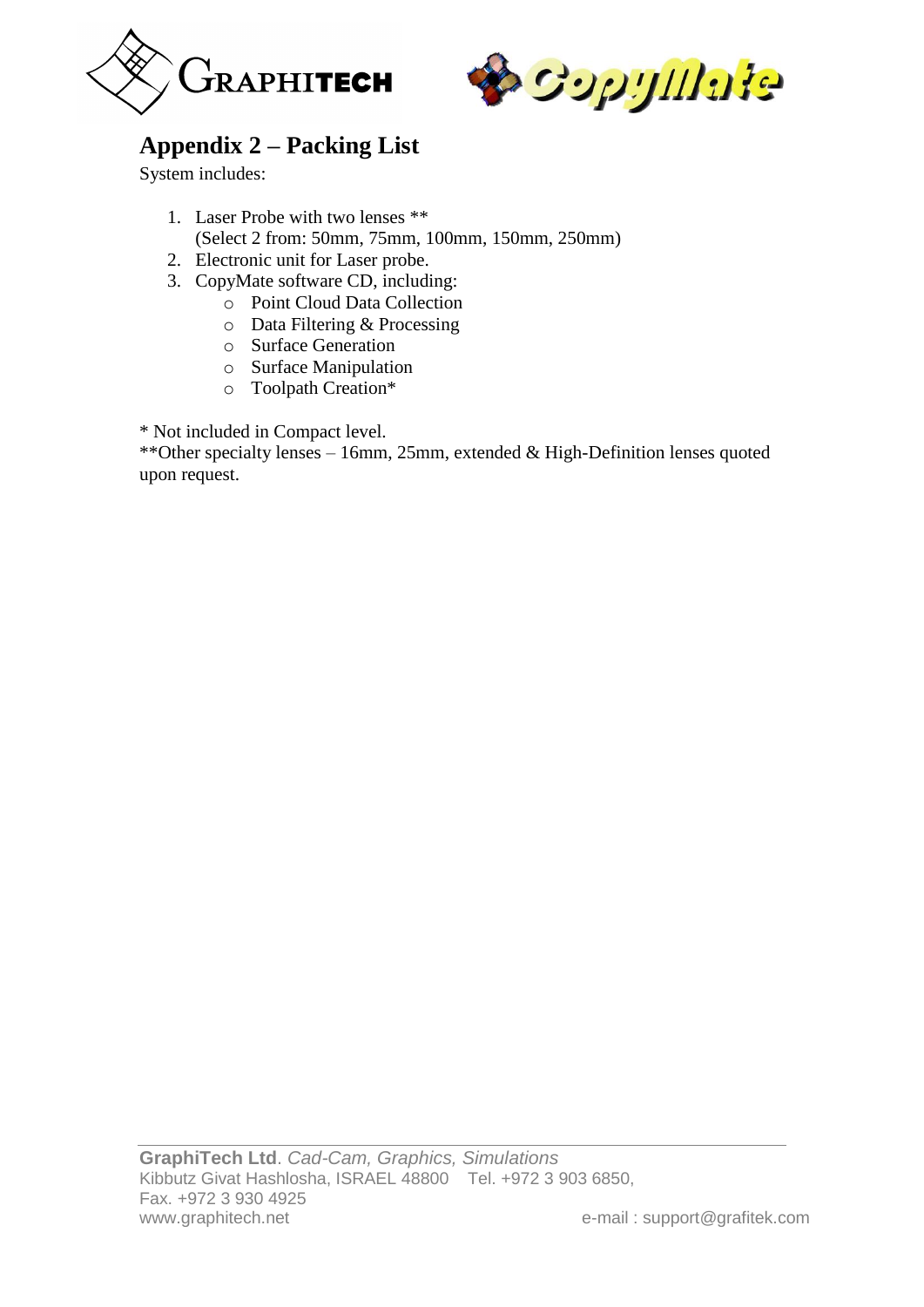## Appendix 2 – Packing List

System includes:

1. Laser Probe with two lenses **
   (Select 2 from: 50mm, 75mm, 100mm, 150mm, 250mm)
2. Electronic unit for Laser probe.
3. CopyMate software CD, including:
   - Point Cloud Data Collection
   - Data Filtering & Processing
   - Surface Generation
   - Surface Manipulation
   - Toolpath Creation*

* Not included in Compact level.
**Other specialty lenses – 16mm, 25mm, extended & High-Definition lenses quoted upon request.